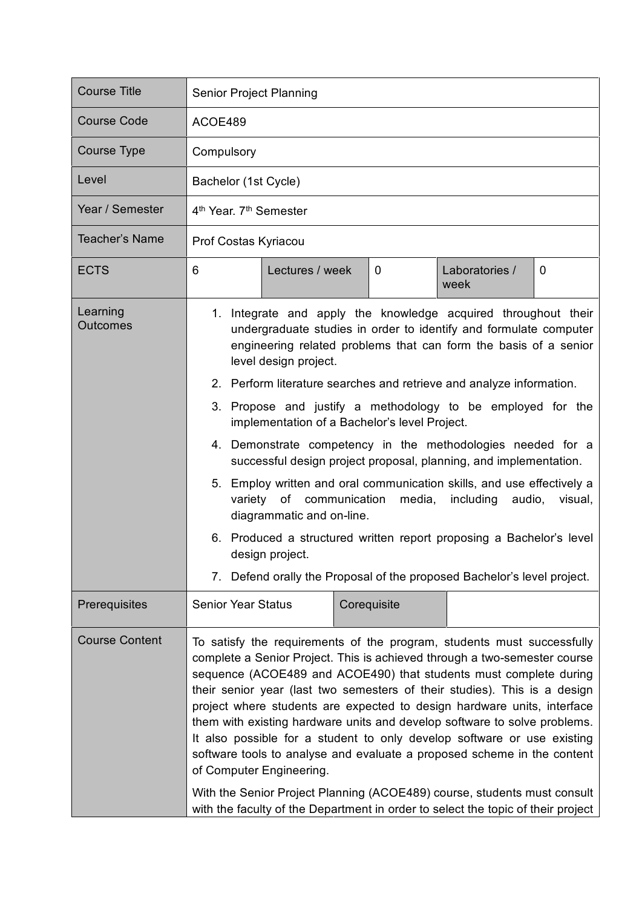| Course Title | Senior Project Planning | | | | |
|---|---|---|---|---|---|
| Course Code | ACOE489 | | | | |
| Course Type | Compulsory | | | | |
| Level | Bachelor (1st Cycle) | | | | |
| Year / Semester | 4th Year. 7th Semester | | | | |
| Teacher's Name | Prof Costas Kyriacou | | | | |
| ECTS | 6 | Lectures / week | 0 | Laboratories / week | 0 |
| Learning Outcomes | 1. Integrate and apply the knowledge acquired throughout their undergraduate studies in order to identify and formulate computer engineering related problems that can form the basis of a senior level design project.<br>2. Perform literature searches and retrieve and analyze information.<br>3. Propose and justify a methodology to be employed for the implementation of a Bachelor's level Project.<br>4. Demonstrate competency in the methodologies needed for a successful design project proposal, planning, and implementation.<br>5. Employ written and oral communication skills, and use effectively a variety of communication media, including audio, visual, diagrammatic and on-line.<br>6. Produced a structured written report proposing a Bachelor's level design project.<br>7. Defend orally the Proposal of the proposed Bachelor's level project. | | | | |
| Prerequisites | Senior Year Status | Corequisite | | | |
| Course Content | To satisfy the requirements of the program, students must successfully complete a Senior Project. This is achieved through a two-semester course sequence (ACOE489 and ACOE490) that students must complete during their senior year (last two semesters of their studies). This is a design project where students are expected to design hardware units, interface them with existing hardware units and develop software to solve problems. It also possible for a student to only develop software or use existing software tools to analyse and evaluate a proposed scheme in the content of Computer Engineering.<br><br>With the Senior Project Planning (ACOE489) course, students must consult with the faculty of the Department in order to select the topic of their project | | | | |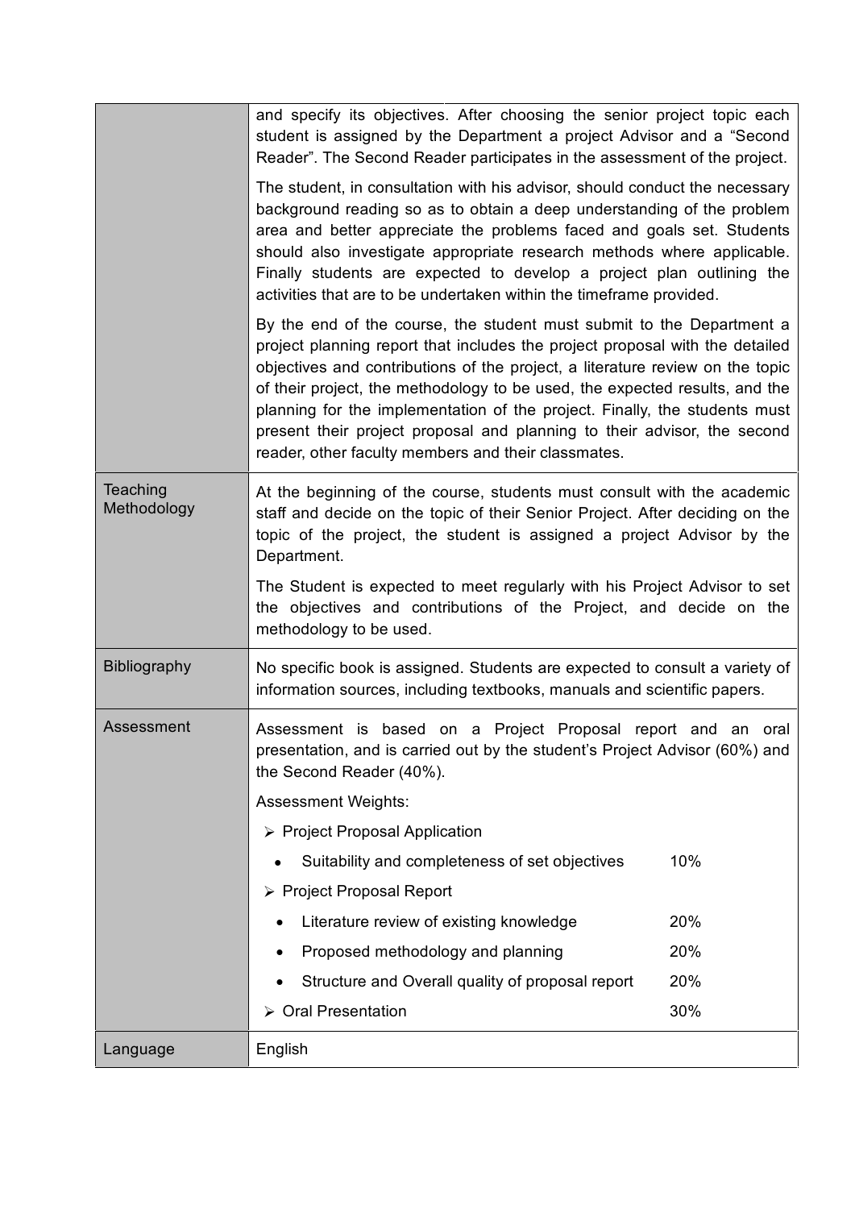| | |
|---|---|
| | and specify its objectives. After choosing the senior project topic each student is assigned by the Department a project Advisor and a “Second Reader”. The Second Reader participates in the assessment of the project.<br><br>The student, in consultation with his advisor, should conduct the necessary background reading so as to obtain a deep understanding of the problem area and better appreciate the problems faced and goals set. Students should also investigate appropriate research methods where applicable. Finally students are expected to develop a project plan outlining the activities that are to be undertaken within the timeframe provided.<br><br>By the end of the course, the student must submit to the Department a project planning report that includes the project proposal with the detailed objectives and contributions of the project, a literature review on the topic of their project, the methodology to be used, the expected results, and the planning for the implementation of the project. Finally, the students must present their project proposal and planning to their advisor, the second reader, other faculty members and their classmates. |
| Teaching Methodology | At the beginning of the course, students must consult with the academic staff and decide on the topic of their Senior Project. After deciding on the topic of the project, the student is assigned a project Advisor by the Department.<br><br>The Student is expected to meet regularly with his Project Advisor to set the objectives and contributions of the Project, and decide on the methodology to be used. |
| Bibliography | No specific book is assigned. Students are expected to consult a variety of information sources, including textbooks, manuals and scientific papers. |
| Assessment | Assessment is based on a Project Proposal report and an oral presentation, and is carried out by the student’s Project Advisor (60%) and the Second Reader (40%).<br><br>Assessment Weights:<br><br>➢ Project Proposal Application<br>• Suitability and completeness of set objectives — 10%<br>➢ Project Proposal Report<br>• Literature review of existing knowledge — 20%<br>• Proposed methodology and planning — 20%<br>• Structure and Overall quality of proposal report — 20%<br>➢ Oral Presentation — 30% |
| Language | English |